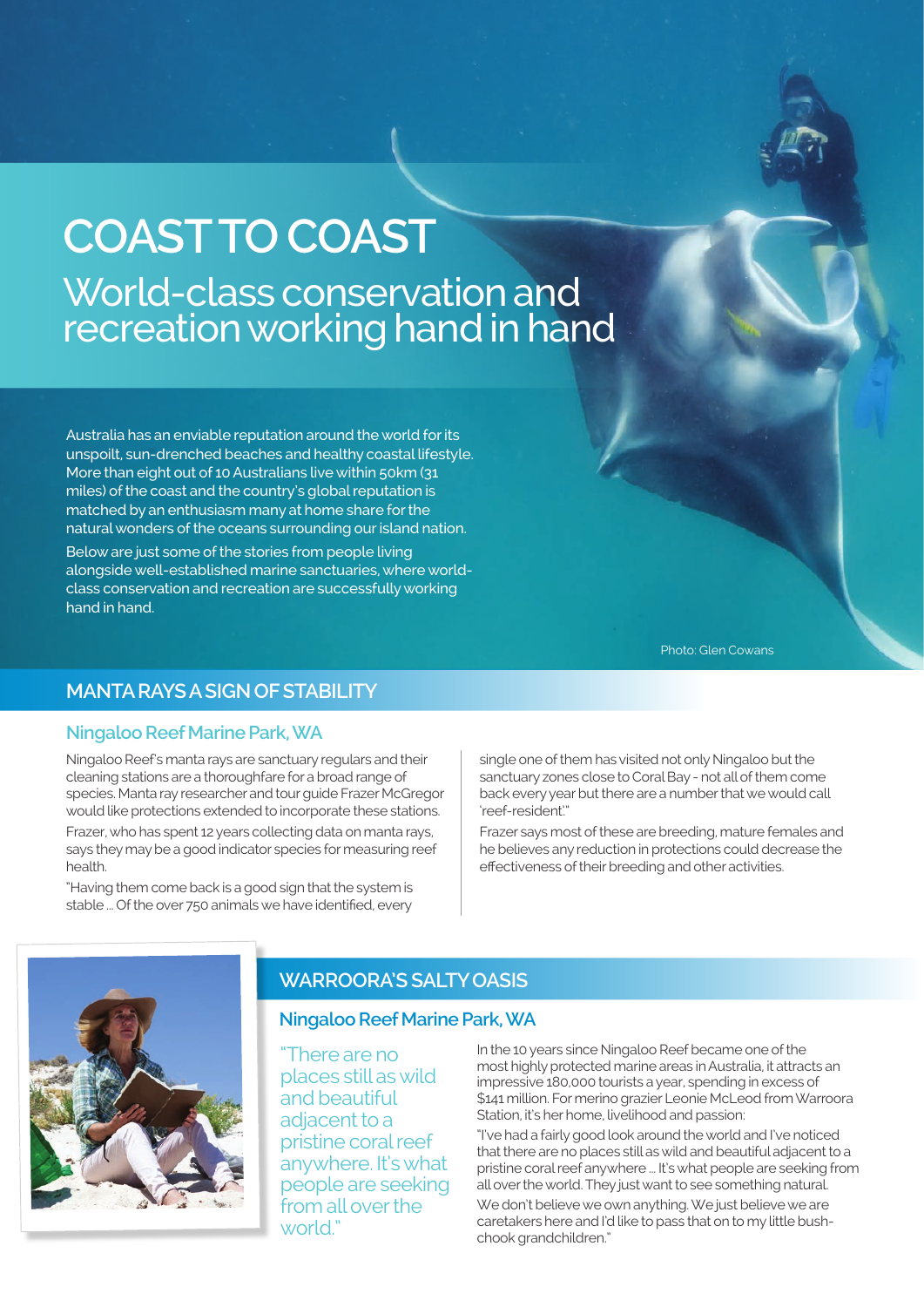# COAST TO COAST

## World-class conservation and recreation working hand in hand

Australia has an enviable reputation around the world for its unspoilt, sun-drenched beaches and healthy coastal lifestyle. More than eight out of 10 Australians live within 50km (31 miles) of the coast and the country's global reputation is matched by an enthusiasm many at home share for the natural wonders of the oceans surrounding our island nation.

Below are just some of the stories from people living alongside well-established marine sanctuaries, where world-class conservation and recreation are successfully working hand in hand.

Photo: Glen Cowans

## MANTA RAYS A SIGN OF STABILITY

### Ningaloo Reef Marine Park, WA

Ningaloo Reef's manta rays are sanctuary regulars and their cleaning stations are a thoroughfare for a broad range of species. Manta ray researcher and tour guide Frazer McGregor would like protections extended to incorporate these stations.

Frazer, who has spent 12 years collecting data on manta rays, says they may be a good indicator species for measuring reef health.

"Having them come back is a good sign that the system is stable ... Of the over 750 animals we have identified, every single one of them has visited not only Ningaloo but the sanctuary zones close to Coral Bay - not all of them come back every year but there are a number that we would call 'reef-resident'."

Frazer says most of these are breeding, mature females and he believes any reduction in protections could decrease the effectiveness of their breeding and other activities.

## WARROORA'S SALTY OASIS

### Ningaloo Reef Marine Park, WA

"There are no places still as wild and beautiful adjacent to a pristine coral reef anywhere. It's what people are seeking from all over the world."

In the 10 years since Ningaloo Reef became one of the most highly protected marine areas in Australia, it attracts an impressive 180,000 tourists a year, spending in excess of $141 million. For merino grazier Leonie McLeod from Warroora Station, it's her home, livelihood and passion:

"I've had a fairly good look around the world and I've noticed that there are no places still as wild and beautiful adjacent to a pristine coral reef anywhere ... It's what people are seeking from all over the world. They just want to see something natural.

We don't believe we own anything. We just believe we are caretakers here and I'd like to pass that on to my little bush-chook grandchildren."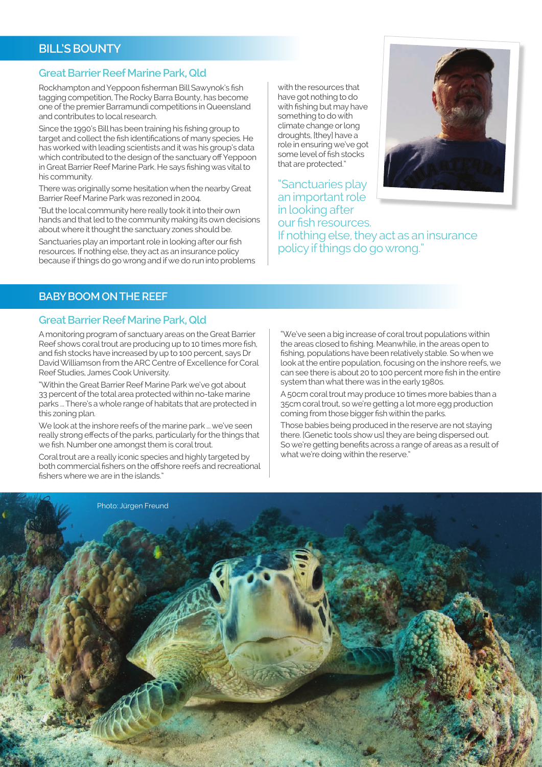## BILL'S BOUNTY

### Great Barrier Reef Marine Park, Qld

Rockhampton and Yeppoon fisherman Bill Sawynok's fish tagging competition, The Rocky Barra Bounty, has become one of the premier Barramundi competitions in Queensland and contributes to local research.

Since the 1990's Bill has been training his fishing group to target and collect the fish identifications of many species. He has worked with leading scientists and it was his group's data which contributed to the design of the sanctuary off Yeppoon in Great Barrier Reef Marine Park. He says fishing was vital to his community.

There was originally some hesitation when the nearby Great Barrier Reef Marine Park was rezoned in 2004.

"But the local community here really took it into their own hands and that led to the community making its own decisions about where it thought the sanctuary zones should be.

Sanctuaries play an important role in looking after our fish resources. If nothing else, they act as an insurance policy because if things do go wrong and if we do run into problems with the resources that have got nothing to do with fishing but may have something to do with climate change or long droughts, [they] have a role in ensuring we've got some level of fish stocks that are protected."

"Sanctuaries play an important role in looking after our fish resources. If nothing else, they act as an insurance policy if things do go wrong."

## BABY BOOM ON THE REEF

### Great Barrier Reef Marine Park, Qld

A monitoring program of sanctuary areas on the Great Barrier Reef shows coral trout are producing up to 10 times more fish, and fish stocks have increased by up to 100 percent, says Dr David Williamson from the ARC Centre of Excellence for Coral Reef Studies, James Cook University.

"Within the Great Barrier Reef Marine Park we've got about 33 percent of the total area protected within no-take marine parks ... There's a whole range of habitats that are protected in this zoning plan.

We look at the inshore reefs of the marine park ... we've seen really strong effects of the parks, particularly for the things that we fish. Number one amongst them is coral trout.

Coral trout are a really iconic species and highly targeted by both commercial fishers on the offshore reefs and recreational fishers where we are in the islands."

"We've seen a big increase of coral trout populations within the areas closed to fishing. Meanwhile, in the areas open to fishing, populations have been relatively stable. So when we look at the entire population, focusing on the inshore reefs, we can see there is about 20 to 100 percent more fish in the entire system than what there was in the early 1980s.

A 50cm coral trout may produce 10 times more babies than a 35cm coral trout, so we're getting a lot more egg production coming from those bigger fish within the parks.

Those babies being produced in the reserve are not staying there. [Genetic tools show us] they are being dispersed out. So we're getting benefits across a range of areas as a result of what we're doing within the reserve."

Photo: Jürgen Freund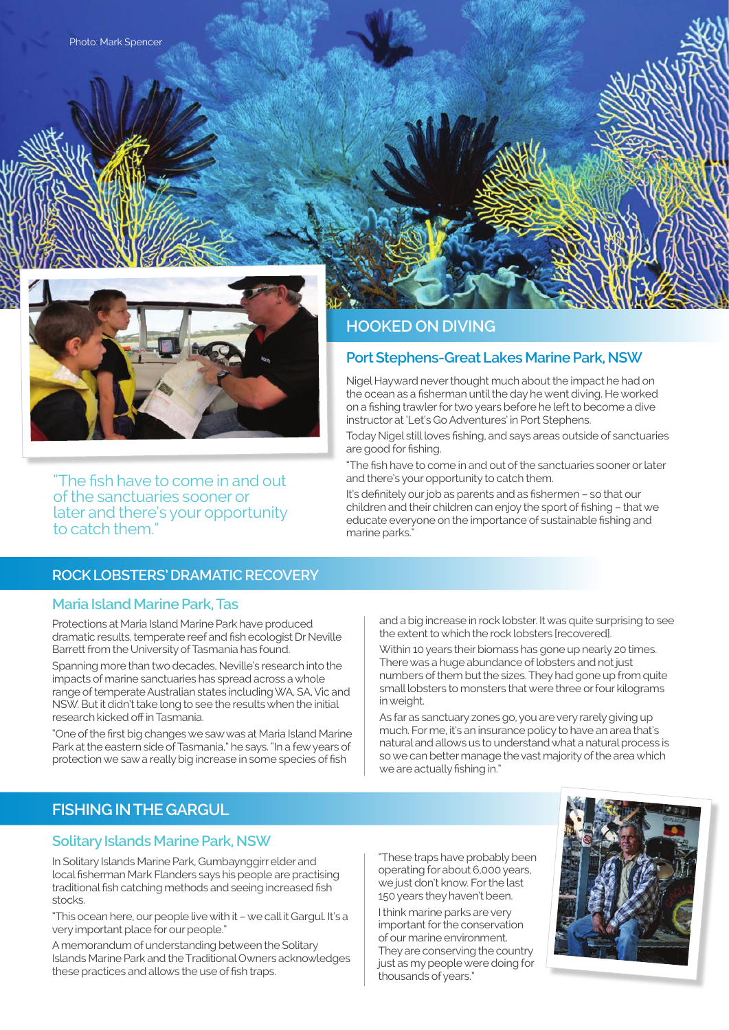Photo: Mark Spencer

"The fish have to come in and out of the sanctuaries sooner or later and there's your opportunity to catch them."

## HOOKED ON DIVING

### Port Stephens-Great Lakes Marine Park, NSW

Nigel Hayward never thought much about the impact he had on the ocean as a fisherman until the day he went diving. He worked on a fishing trawler for two years before he left to become a dive instructor at 'Let's Go Adventures' in Port Stephens.

Today Nigel still loves fishing, and says areas outside of sanctuaries are good for fishing.

"The fish have to come in and out of the sanctuaries sooner or later and there's your opportunity to catch them.

It's definitely our job as parents and as fishermen – so that our children and their children can enjoy the sport of fishing – that we educate everyone on the importance of sustainable fishing and marine parks."

## ROCK LOBSTERS' DRAMATIC RECOVERY

### Maria Island Marine Park, Tas

Protections at Maria Island Marine Park have produced dramatic results, temperate reef and fish ecologist Dr Neville Barrett from the University of Tasmania has found.

Spanning more than two decades, Neville's research into the impacts of marine sanctuaries has spread across a whole range of temperate Australian states including WA, SA, Vic and NSW. But it didn't take long to see the results when the initial research kicked off in Tasmania.

"One of the first big changes we saw was at Maria Island Marine Park at the eastern side of Tasmania," he says. "In a few years of protection we saw a really big increase in some species of fish and a big increase in rock lobster. It was quite surprising to see the extent to which the rock lobsters [recovered].

Within 10 years their biomass has gone up nearly 20 times. There was a huge abundance of lobsters and not just numbers of them but the sizes. They had gone up from quite small lobsters to monsters that were three or four kilograms in weight.

As far as sanctuary zones go, you are very rarely giving up much. For me, it's an insurance policy to have an area that's natural and allows us to understand what a natural process is so we can better manage the vast majority of the area which we are actually fishing in."

## FISHING IN THE GARGUL

### Solitary Islands Marine Park, NSW

In Solitary Islands Marine Park, Gumbaynggirr elder and local fisherman Mark Flanders says his people are practising traditional fish catching methods and seeing increased fish stocks.

"This ocean here, our people live with it – we call it Gargul. It's a very important place for our people."

A memorandum of understanding between the Solitary Islands Marine Park and the Traditional Owners acknowledges these practices and allows the use of fish traps.

"These traps have probably been operating for about 6,000 years, we just don't know. For the last 150 years they haven't been.

I think marine parks are very important for the conservation of our marine environment. They are conserving the country just as my people were doing for thousands of years."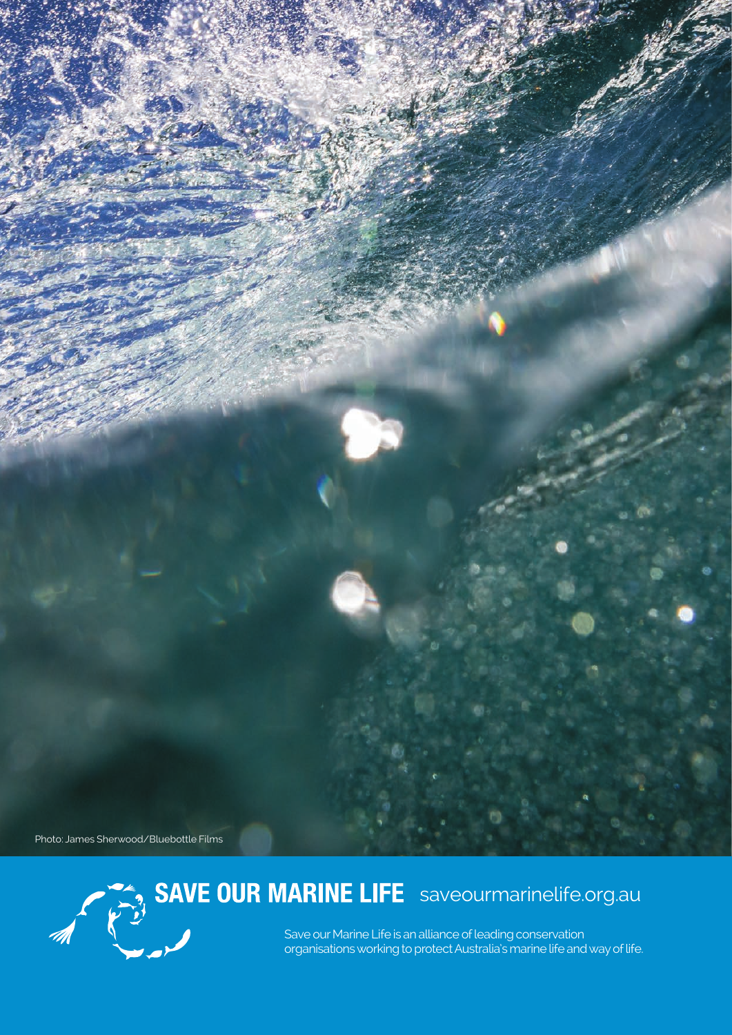Photo: James Sherwood/Bluebottle Films

**SAVE OUR MARINE LIFE** saveourmarinelife.org.au

Save our Marine Life is an alliance of leading conservation organisations working to protect Australia's marine life and way of life.